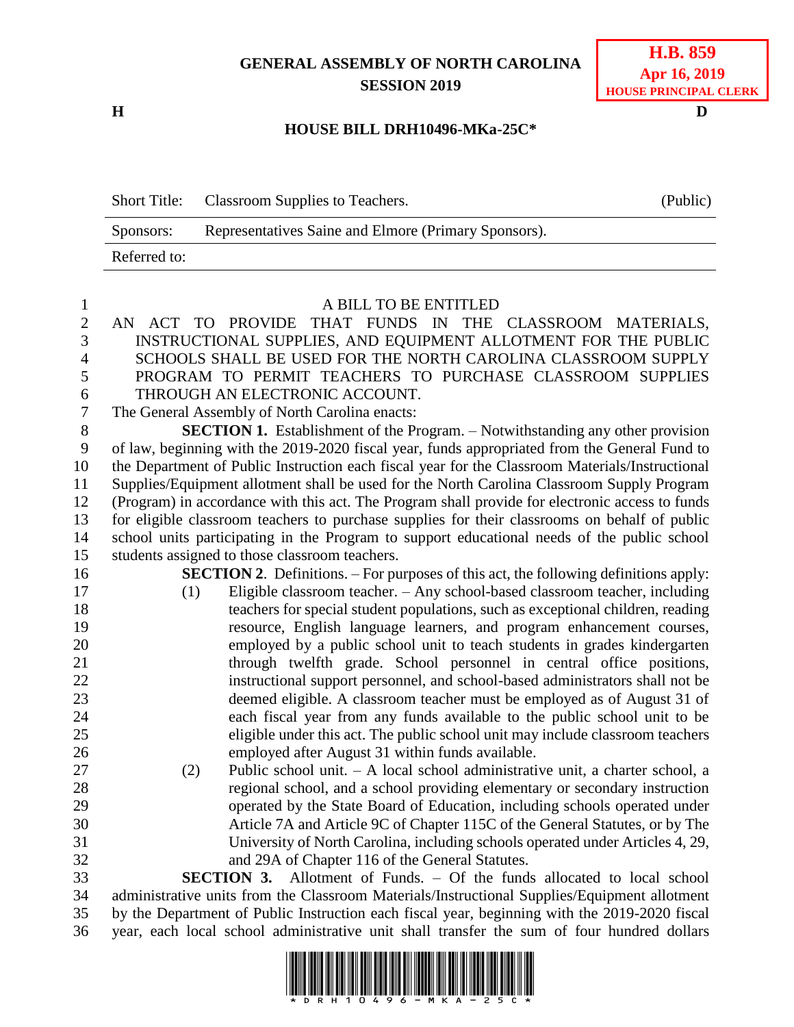**GENERAL ASSEMBLY OF NORTH CAROLINA**
**SESSION 2019**

**H.B. 859**
**Apr 16, 2019**
**HOUSE PRINCIPAL CLERK**

**H** **D**

**HOUSE BILL DRH10496-MKa-25C***

| Short Title: | Classroom Supplies to Teachers. | (Public) |
|---|---|---|
| Sponsors: | Representatives Saine and Elmore (Primary Sponsors). | |
| Referred to: | | |

A BILL TO BE ENTITLED

AN ACT TO PROVIDE THAT FUNDS IN THE CLASSROOM MATERIALS, INSTRUCTIONAL SUPPLIES, AND EQUIPMENT ALLOTMENT FOR THE PUBLIC SCHOOLS SHALL BE USED FOR THE NORTH CAROLINA CLASSROOM SUPPLY PROGRAM TO PERMIT TEACHERS TO PURCHASE CLASSROOM SUPPLIES THROUGH AN ELECTRONIC ACCOUNT.

The General Assembly of North Carolina enacts:

**SECTION 1.** Establishment of the Program. – Notwithstanding any other provision of law, beginning with the 2019-2020 fiscal year, funds appropriated from the General Fund to the Department of Public Instruction each fiscal year for the Classroom Materials/Instructional Supplies/Equipment allotment shall be used for the North Carolina Classroom Supply Program (Program) in accordance with this act. The Program shall provide for electronic access to funds for eligible classroom teachers to purchase supplies for their classrooms on behalf of public school units participating in the Program to support educational needs of the public school students assigned to those classroom teachers.

**SECTION 2**. Definitions. – For purposes of this act, the following definitions apply:

(1) Eligible classroom teacher. – Any school-based classroom teacher, including teachers for special student populations, such as exceptional children, reading resource, English language learners, and program enhancement courses, employed by a public school unit to teach students in grades kindergarten through twelfth grade. School personnel in central office positions, instructional support personnel, and school-based administrators shall not be deemed eligible. A classroom teacher must be employed as of August 31 of each fiscal year from any funds available to the public school unit to be eligible under this act. The public school unit may include classroom teachers employed after August 31 within funds available.

(2) Public school unit. – A local school administrative unit, a charter school, a regional school, and a school providing elementary or secondary instruction operated by the State Board of Education, including schools operated under Article 7A and Article 9C of Chapter 115C of the General Statutes, or by The University of North Carolina, including schools operated under Articles 4, 29, and 29A of Chapter 116 of the General Statutes.

**SECTION 3.** Allotment of Funds. – Of the funds allocated to local school administrative units from the Classroom Materials/Instructional Supplies/Equipment allotment by the Department of Public Instruction each fiscal year, beginning with the 2019-2020 fiscal year, each local school administrative unit shall transfer the sum of four hundred dollars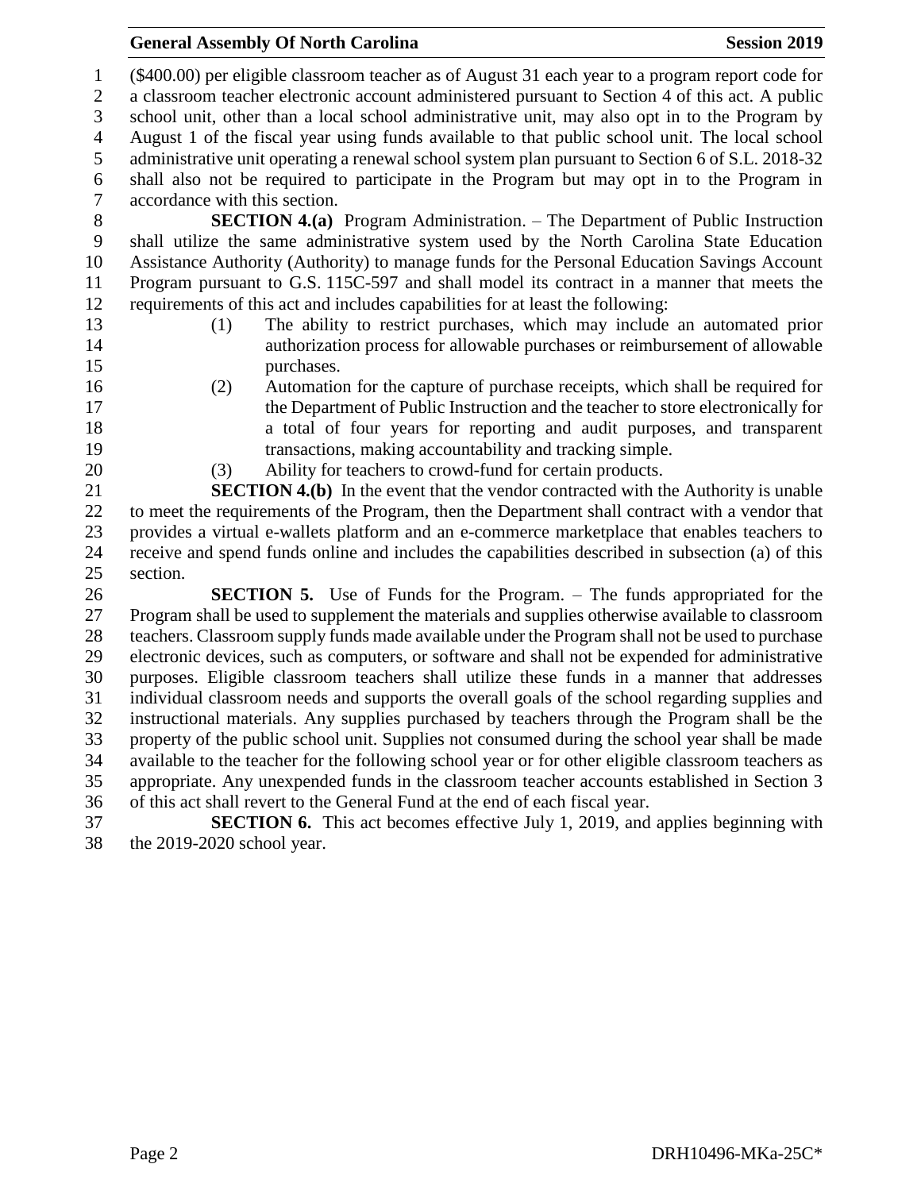($400.00) per eligible classroom teacher as of August 31 each year to a program report code for a classroom teacher electronic account administered pursuant to Section 4 of this act. A public school unit, other than a local school administrative unit, may also opt in to the Program by August 1 of the fiscal year using funds available to that public school unit. The local school administrative unit operating a renewal school system plan pursuant to Section 6 of S.L. 2018-32 shall also not be required to participate in the Program but may opt in to the Program in accordance with this section.

**SECTION 4.(a)** Program Administration. – The Department of Public Instruction shall utilize the same administrative system used by the North Carolina State Education Assistance Authority (Authority) to manage funds for the Personal Education Savings Account Program pursuant to G.S. 115C-597 and shall model its contract in a manner that meets the requirements of this act and includes capabilities for at least the following:

(1) The ability to restrict purchases, which may include an automated prior authorization process for allowable purchases or reimbursement of allowable purchases.

(2) Automation for the capture of purchase receipts, which shall be required for the Department of Public Instruction and the teacher to store electronically for a total of four years for reporting and audit purposes, and transparent transactions, making accountability and tracking simple.

(3) Ability for teachers to crowd-fund for certain products.

**SECTION 4.(b)** In the event that the vendor contracted with the Authority is unable to meet the requirements of the Program, then the Department shall contract with a vendor that provides a virtual e-wallets platform and an e-commerce marketplace that enables teachers to receive and spend funds online and includes the capabilities described in subsection (a) of this section.

**SECTION 5.** Use of Funds for the Program. – The funds appropriated for the Program shall be used to supplement the materials and supplies otherwise available to classroom teachers. Classroom supply funds made available under the Program shall not be used to purchase electronic devices, such as computers, or software and shall not be expended for administrative purposes. Eligible classroom teachers shall utilize these funds in a manner that addresses individual classroom needs and supports the overall goals of the school regarding supplies and instructional materials. Any supplies purchased by teachers through the Program shall be the property of the public school unit. Supplies not consumed during the school year shall be made available to the teacher for the following school year or for other eligible classroom teachers as appropriate. Any unexpended funds in the classroom teacher accounts established in Section 3 of this act shall revert to the General Fund at the end of each fiscal year.

**SECTION 6.** This act becomes effective July 1, 2019, and applies beginning with the 2019-2020 school year.